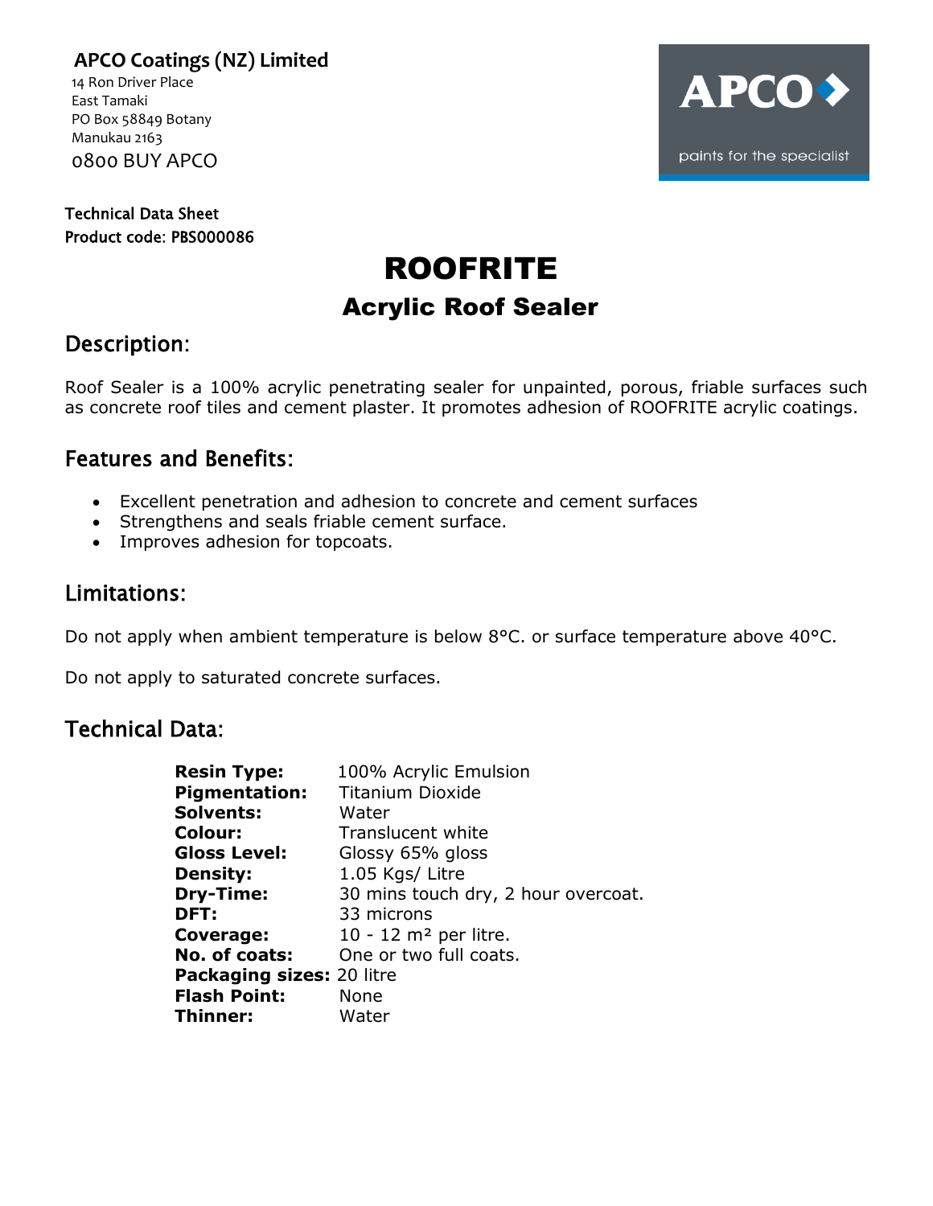**APCO Coatings (NZ) Limited**
14 Ron Driver Place
East Tamaki
PO Box 58849 Botany
Manukau 2163
0800 BUY APCO

APCO
paints for the specialist

Technical Data Sheet
Product code: PBS000086

# ROOFRITE

## Acrylic Roof Sealer

## Description:

Roof Sealer is a 100% acrylic penetrating sealer for unpainted, porous, friable surfaces such as concrete roof tiles and cement plaster. It promotes adhesion of ROOFRITE acrylic coatings.

## Features and Benefits:

- Excellent penetration and adhesion to concrete and cement surfaces
- Strengthens and seals friable cement surface.
- Improves adhesion for topcoats.

## Limitations:

Do not apply when ambient temperature is below 8°C. or surface temperature above 40°C.

Do not apply to saturated concrete surfaces.

## Technical Data:

| | |
|---|---|
| **Resin Type:** | 100% Acrylic Emulsion |
| **Pigmentation:** | Titanium Dioxide |
| **Solvents:** | Water |
| **Colour:** | Translucent white |
| **Gloss Level:** | Glossy 65% gloss |
| **Density:** | 1.05 Kgs/ Litre |
| **Dry-Time:** | 30 mins touch dry, 2 hour overcoat. |
| **DFT:** | 33 microns |
| **Coverage:** | 10 - 12 m² per litre. |
| **No. of coats:** | One or two full coats. |
| **Packaging sizes:** | 20 litre |
| **Flash Point:** | None |
| **Thinner:** | Water |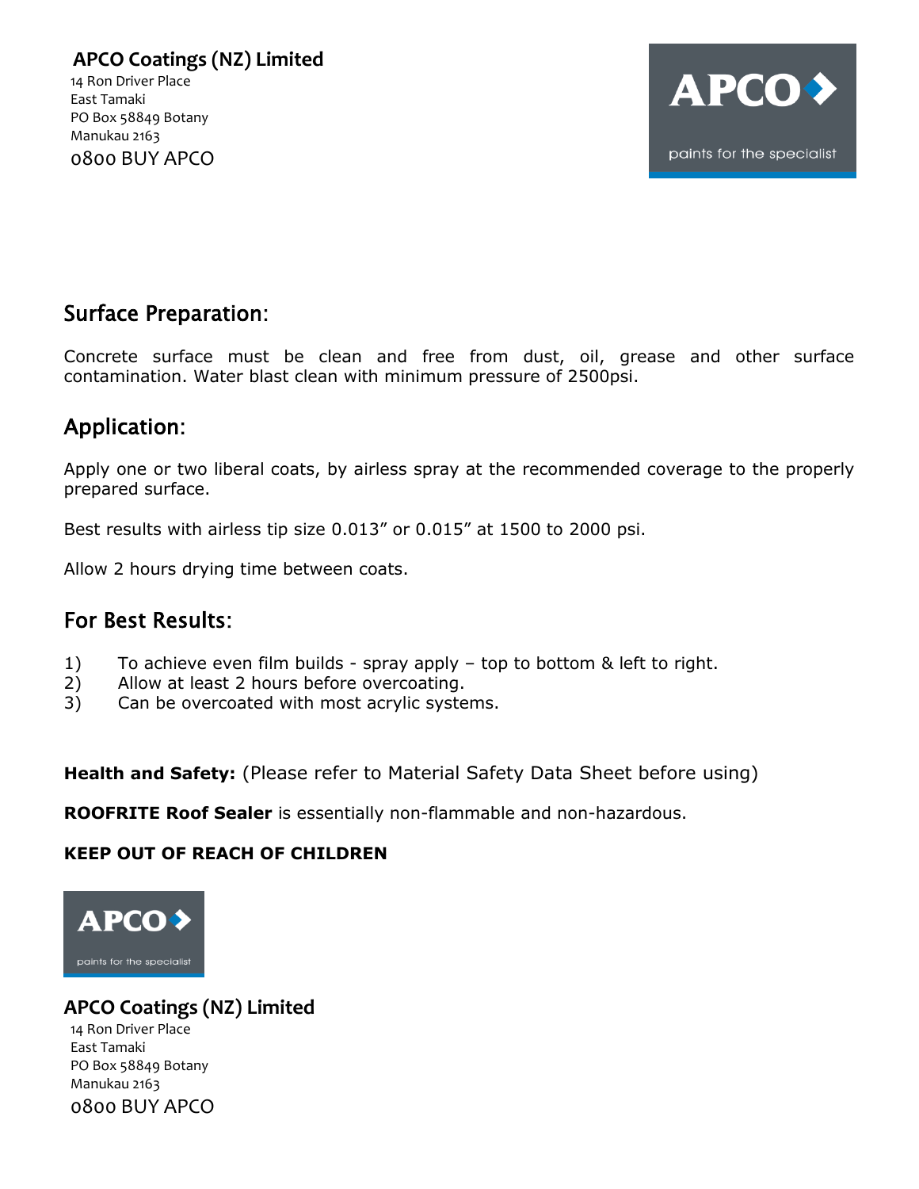**APCO Coatings (NZ) Limited**
14 Ron Driver Place
East Tamaki
PO Box 58849 Botany
Manukau 2163
0800 BUY APCO

APCO
paints for the specialist

## Surface Preparation:

Concrete surface must be clean and free from dust, oil, grease and other surface contamination. Water blast clean with minimum pressure of 2500psi.

## Application:

Apply one or two liberal coats, by airless spray at the recommended coverage to the properly prepared surface.

Best results with airless tip size 0.013" or 0.015" at 1500 to 2000 psi.

Allow 2 hours drying time between coats.

## For Best Results:

1) To achieve even film builds - spray apply – top to bottom & left to right.
2) Allow at least 2 hours before overcoating.
3) Can be overcoated with most acrylic systems.

**Health and Safety:** (Please refer to Material Safety Data Sheet before using)

**ROOFRITE Roof Sealer** is essentially non-flammable and non-hazardous.

**KEEP OUT OF REACH OF CHILDREN**

APCO
paints for the specialist

**APCO Coatings (NZ) Limited**
14 Ron Driver Place
East Tamaki
PO Box 58849 Botany
Manukau 2163
0800 BUY APCO